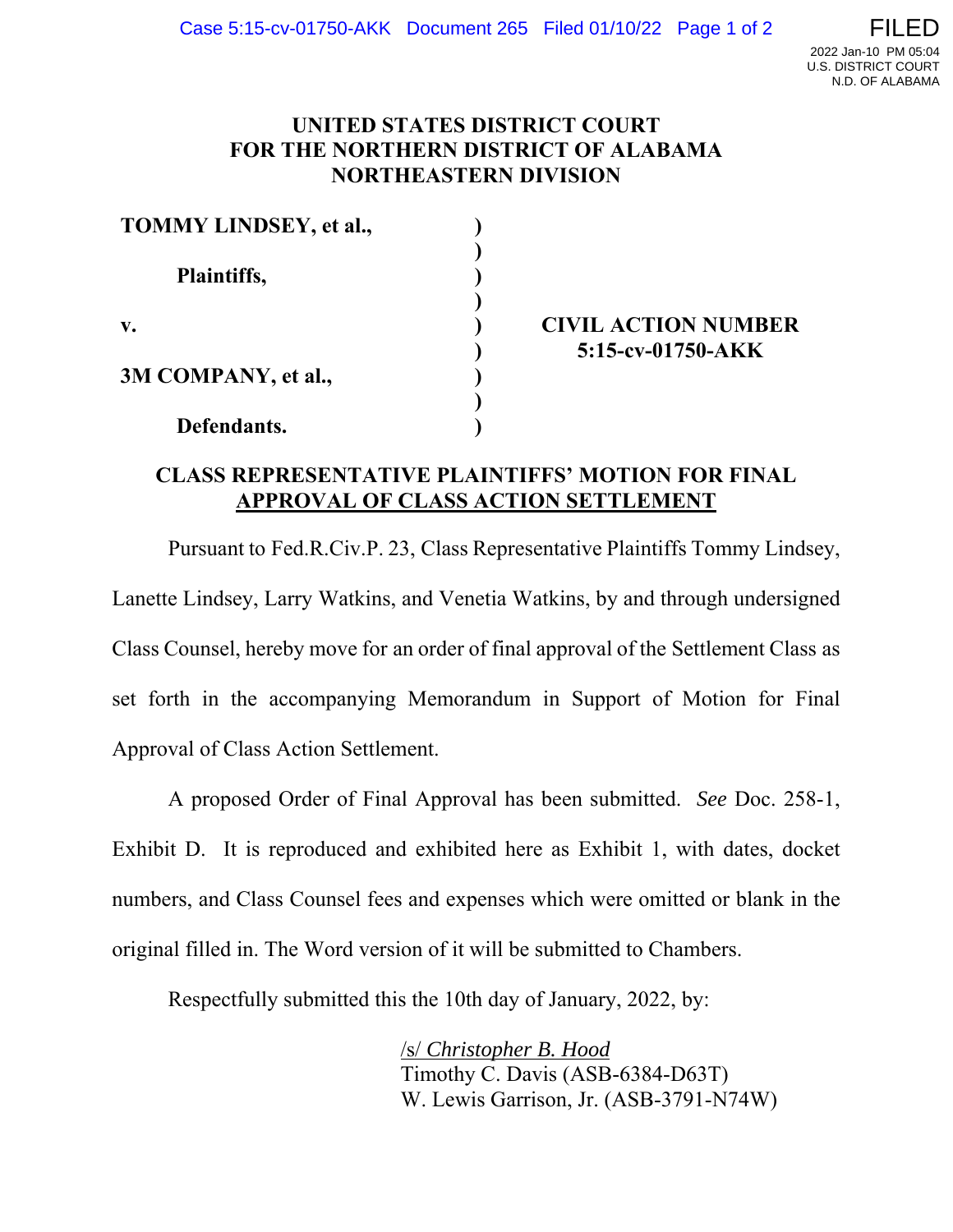FILED
2022 Jan-10 PM 05:04
U.S. DISTRICT COURT
N.D. OF ALABAMA

**UNITED STATES DISTRICT COURT**
**FOR THE NORTHERN DISTRICT OF ALABAMA**
**NORTHEASTERN DIVISION**

| | | |
|---|---|---|
| **TOMMY LINDSEY, et al.,** | ) | |
| | ) | |
| **Plaintiffs,** | ) | |
| | ) | |
| **v.** | ) | **CIVIL ACTION NUMBER** |
| | ) | **5:15-cv-01750-AKK** |
| **3M COMPANY, et al.,** | ) | |
| | ) | |
| **Defendants.** | ) | |

## CLASS REPRESENTATIVE PLAINTIFFS' MOTION FOR FINAL APPROVAL OF CLASS ACTION SETTLEMENT

Pursuant to Fed.R.Civ.P. 23, Class Representative Plaintiffs Tommy Lindsey, Lanette Lindsey, Larry Watkins, and Venetia Watkins, by and through undersigned Class Counsel, hereby move for an order of final approval of the Settlement Class as set forth in the accompanying Memorandum in Support of Motion for Final Approval of Class Action Settlement.

A proposed Order of Final Approval has been submitted. *See* Doc. 258-1, Exhibit D. It is reproduced and exhibited here as Exhibit 1, with dates, docket numbers, and Class Counsel fees and expenses which were omitted or blank in the original filled in. The Word version of it will be submitted to Chambers.

Respectfully submitted this the 10th day of January, 2022, by:

/s/ *Christopher B. Hood*
Timothy C. Davis (ASB-6384-D63T)
W. Lewis Garrison, Jr. (ASB-3791-N74W)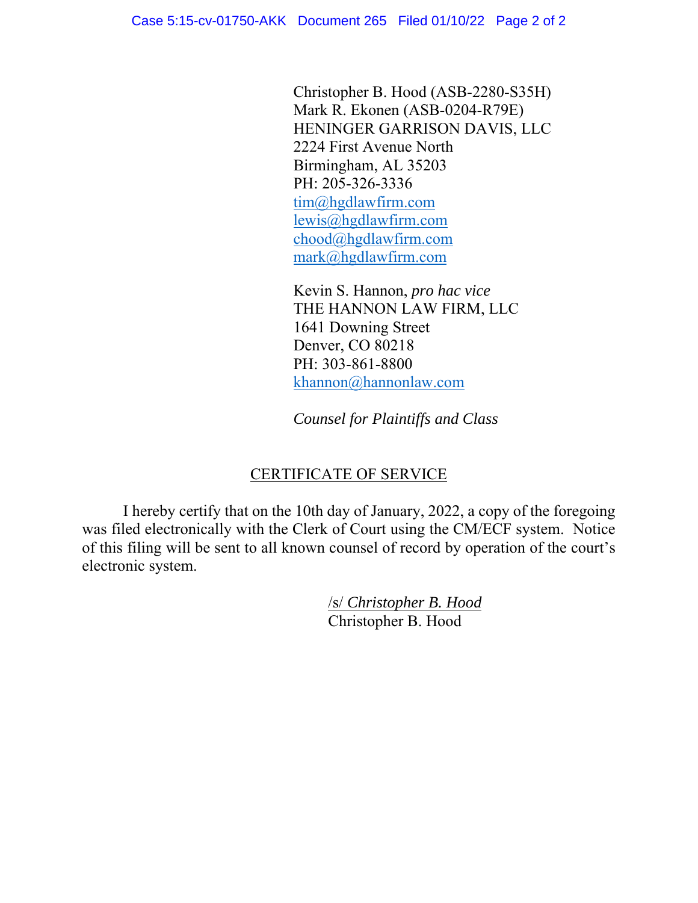Christopher B. Hood (ASB-2280-S35H)
Mark R. Ekonen (ASB-0204-R79E)
HENINGER GARRISON DAVIS, LLC
2224 First Avenue North
Birmingham, AL 35203
PH: 205-326-3336
tim@hgdlawfirm.com
lewis@hgdlawfirm.com
chood@hgdlawfirm.com
mark@hgdlawfirm.com

Kevin S. Hannon, *pro hac vice*
THE HANNON LAW FIRM, LLC
1641 Downing Street
Denver, CO 80218
PH: 303-861-8800
khannon@hannonlaw.com

*Counsel for Plaintiffs and Class*

CERTIFICATE OF SERVICE

I hereby certify that on the 10th day of January, 2022, a copy of the foregoing was filed electronically with the Clerk of Court using the CM/ECF system. Notice of this filing will be sent to all known counsel of record by operation of the court's electronic system.

/s/ *Christopher B. Hood*
Christopher B. Hood